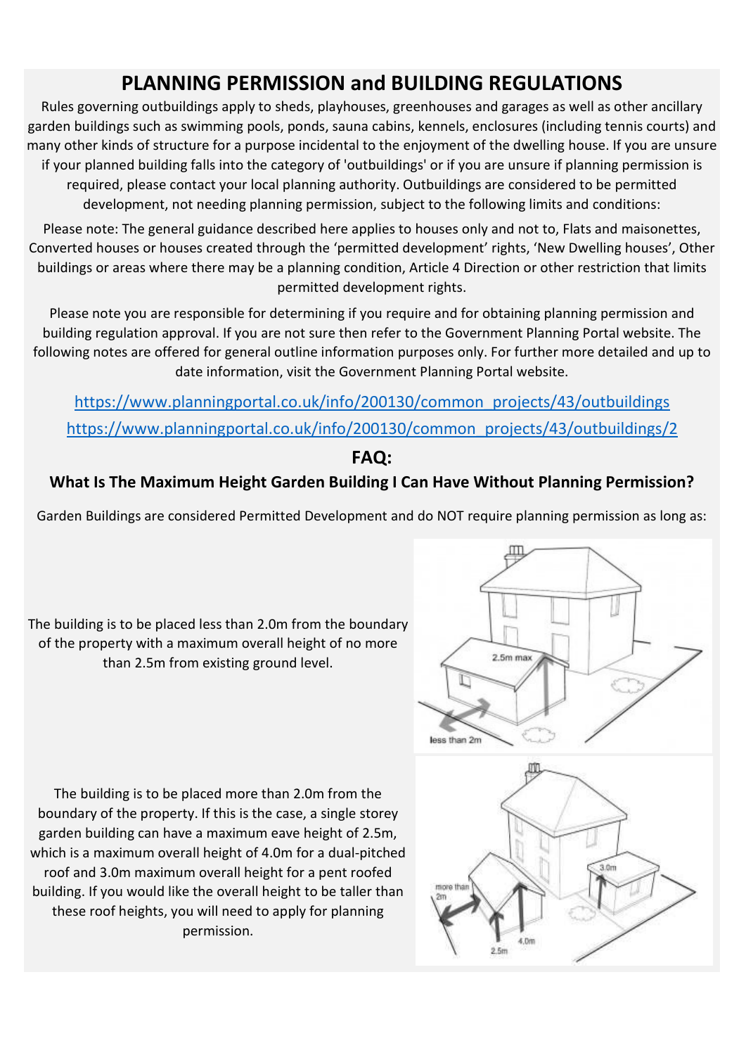# PLANNING PERMISSION and BUILDING REGULATIONS

Rules governing outbuildings apply to sheds, playhouses, greenhouses and garages as well as other ancillary garden buildings such as swimming pools, ponds, sauna cabins, kennels, enclosures (including tennis courts) and many other kinds of structure for a purpose incidental to the enjoyment of the dwelling house. If you are unsure if your planned building falls into the category of 'outbuildings' or if you are unsure if planning permission is required, please contact your local planning authority. Outbuildings are considered to be permitted development, not needing planning permission, subject to the following limits and conditions:

Please note: The general guidance described here applies to houses only and not to, Flats and maisonettes, Converted houses or houses created through the 'permitted development' rights, 'New Dwelling houses', Other buildings or areas where there may be a planning condition, Article 4 Direction or other restriction that limits permitted development rights.

Please note you are responsible for determining if you require and for obtaining planning permission and building regulation approval. If you are not sure then refer to the Government Planning Portal website. The following notes are offered for general outline information purposes only. For further more detailed and up to date information, visit the Government Planning Portal website.

https://www.planningportal.co.uk/info/200130/common_projects/43/outbuildings

https://www.planningportal.co.uk/info/200130/common_projects/43/outbuildings/2

## FAQ:

### What Is The Maximum Height Garden Building I Can Have Without Planning Permission?

Garden Buildings are considered Permitted Development and do NOT require planning permission as long as:

The building is to be placed less than 2.0m from the boundary of the property with a maximum overall height of no more than 2.5m from existing ground level.

The building is to be placed more than 2.0m from the boundary of the property. If this is the case, a single storey garden building can have a maximum eave height of 2.5m, which is a maximum overall height of 4.0m for a dual-pitched roof and 3.0m maximum overall height for a pent roofed building. If you would like the overall height to be taller than these roof heights, you will need to apply for planning permission.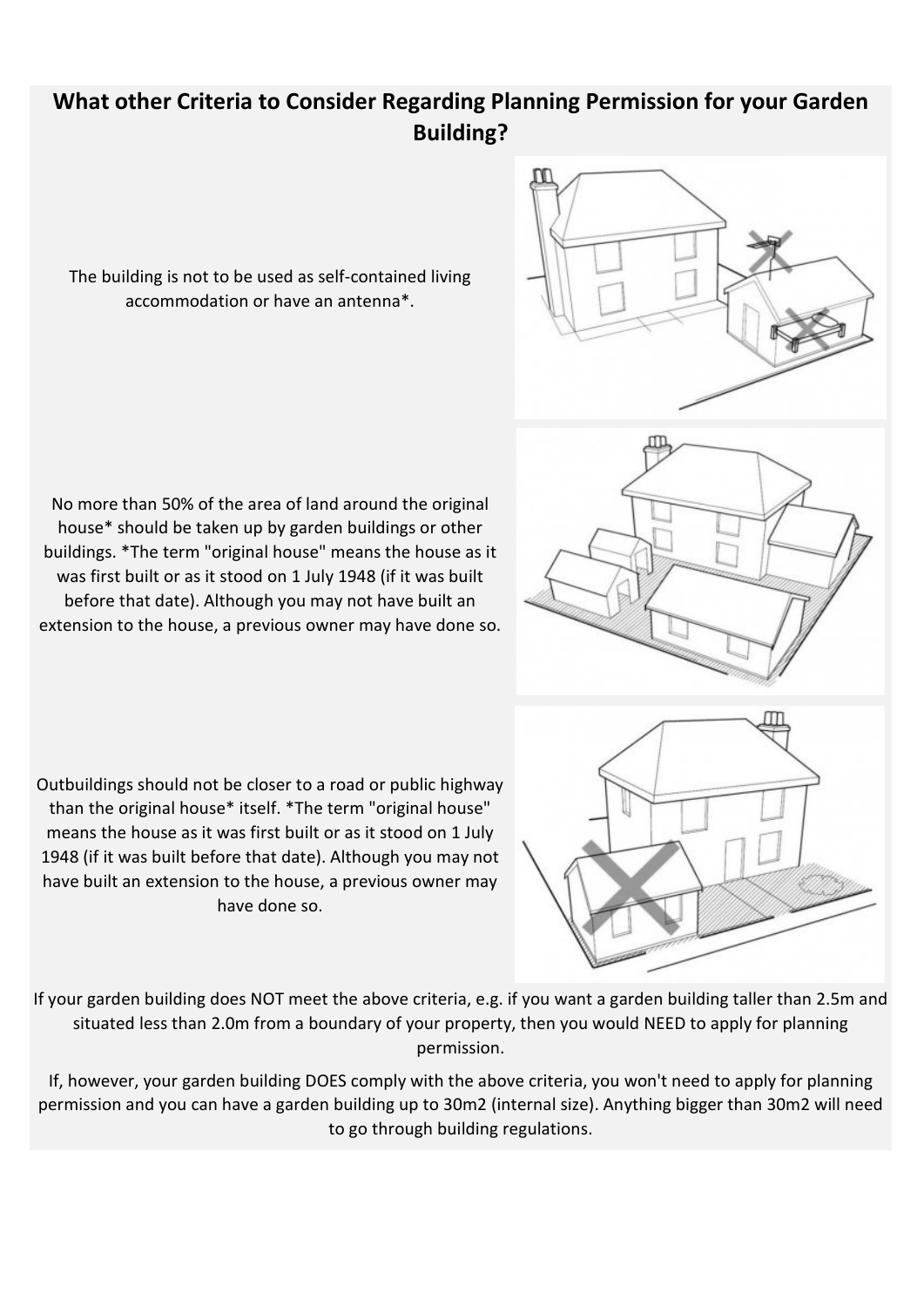## What other Criteria to Consider Regarding Planning Permission for your Garden Building?

The building is not to be used as self-contained living accommodation or have an antenna*.

No more than 50% of the area of land around the original house* should be taken up by garden buildings or other buildings. *The term "original house" means the house as it was first built or as it stood on 1 July 1948 (if it was built before that date). Although you may not have built an extension to the house, a previous owner may have done so.

Outbuildings should not be closer to a road or public highway than the original house* itself. *The term "original house" means the house as it was first built or as it stood on 1 July 1948 (if it was built before that date). Although you may not have built an extension to the house, a previous owner may have done so.

If your garden building does NOT meet the above criteria, e.g. if you want a garden building taller than 2.5m and situated less than 2.0m from a boundary of your property, then you would NEED to apply for planning permission.

If, however, your garden building DOES comply with the above criteria, you won't need to apply for planning permission and you can have a garden building up to 30m2 (internal size). Anything bigger than 30m2 will need to go through building regulations.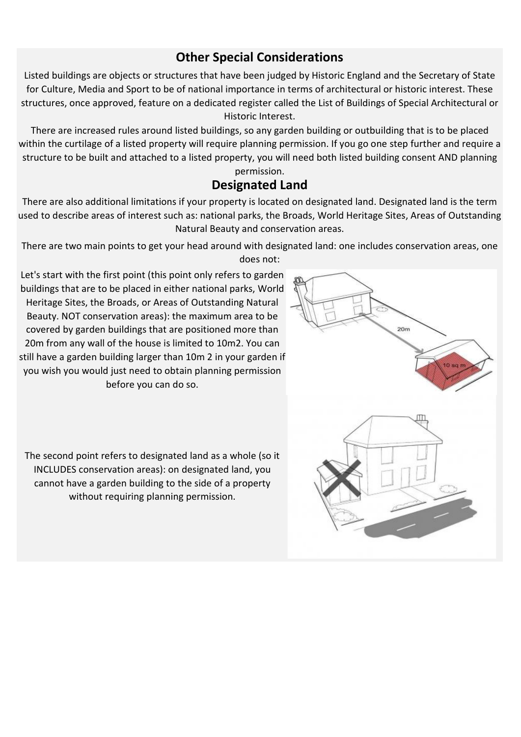## Other Special Considerations

Listed buildings are objects or structures that have been judged by Historic England and the Secretary of State for Culture, Media and Sport to be of national importance in terms of architectural or historic interest. These structures, once approved, feature on a dedicated register called the List of Buildings of Special Architectural or Historic Interest.

There are increased rules around listed buildings, so any garden building or outbuilding that is to be placed within the curtilage of a listed property will require planning permission. If you go one step further and require a structure to be built and attached to a listed property, you will need both listed building consent AND planning permission.

## Designated Land

There are also additional limitations if your property is located on designated land. Designated land is the term used to describe areas of interest such as: national parks, the Broads, World Heritage Sites, Areas of Outstanding Natural Beauty and conservation areas.

There are two main points to get your head around with designated land: one includes conservation areas, one does not:

Let's start with the first point (this point only refers to garden buildings that are to be placed in either national parks, World Heritage Sites, the Broads, or Areas of Outstanding Natural Beauty. NOT conservation areas): the maximum area to be covered by garden buildings that are positioned more than 20m from any wall of the house is limited to 10m2. You can still have a garden building larger than 10m 2 in your garden if you wish you would just need to obtain planning permission before you can do so.

The second point refers to designated land as a whole (so it INCLUDES conservation areas): on designated land, you cannot have a garden building to the side of a property without requiring planning permission.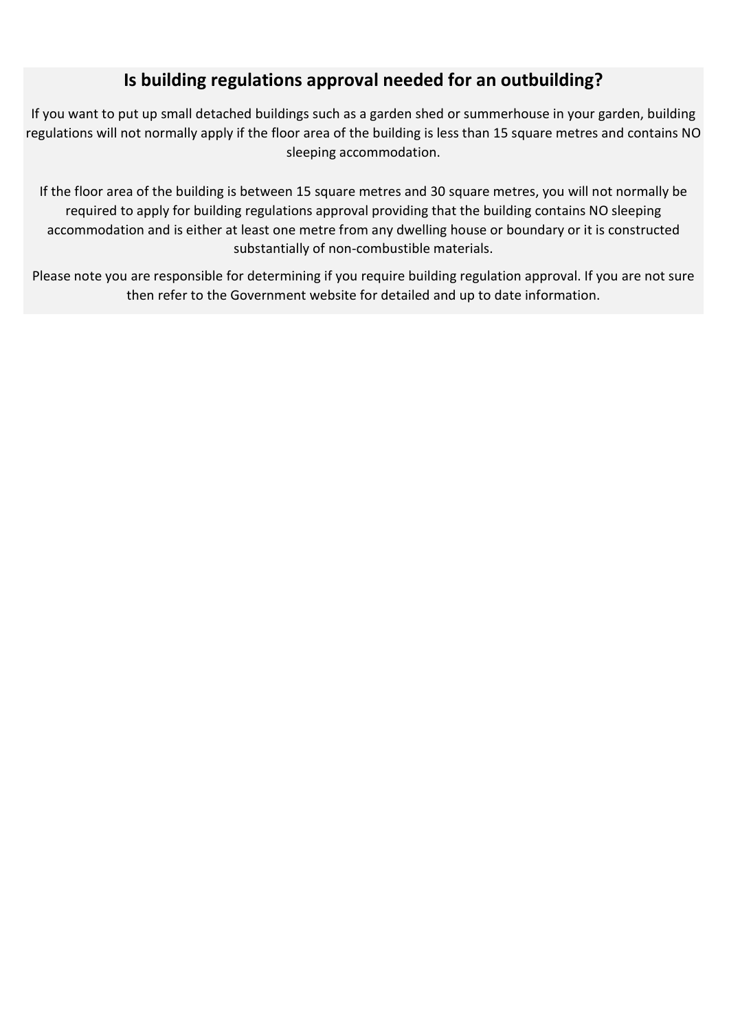## Is building regulations approval needed for an outbuilding?

If you want to put up small detached buildings such as a garden shed or summerhouse in your garden, building regulations will not normally apply if the floor area of the building is less than 15 square metres and contains NO sleeping accommodation.

If the floor area of the building is between 15 square metres and 30 square metres, you will not normally be required to apply for building regulations approval providing that the building contains NO sleeping accommodation and is either at least one metre from any dwelling house or boundary or it is constructed substantially of non-combustible materials.

Please note you are responsible for determining if you require building regulation approval. If you are not sure then refer to the Government website for detailed and up to date information.